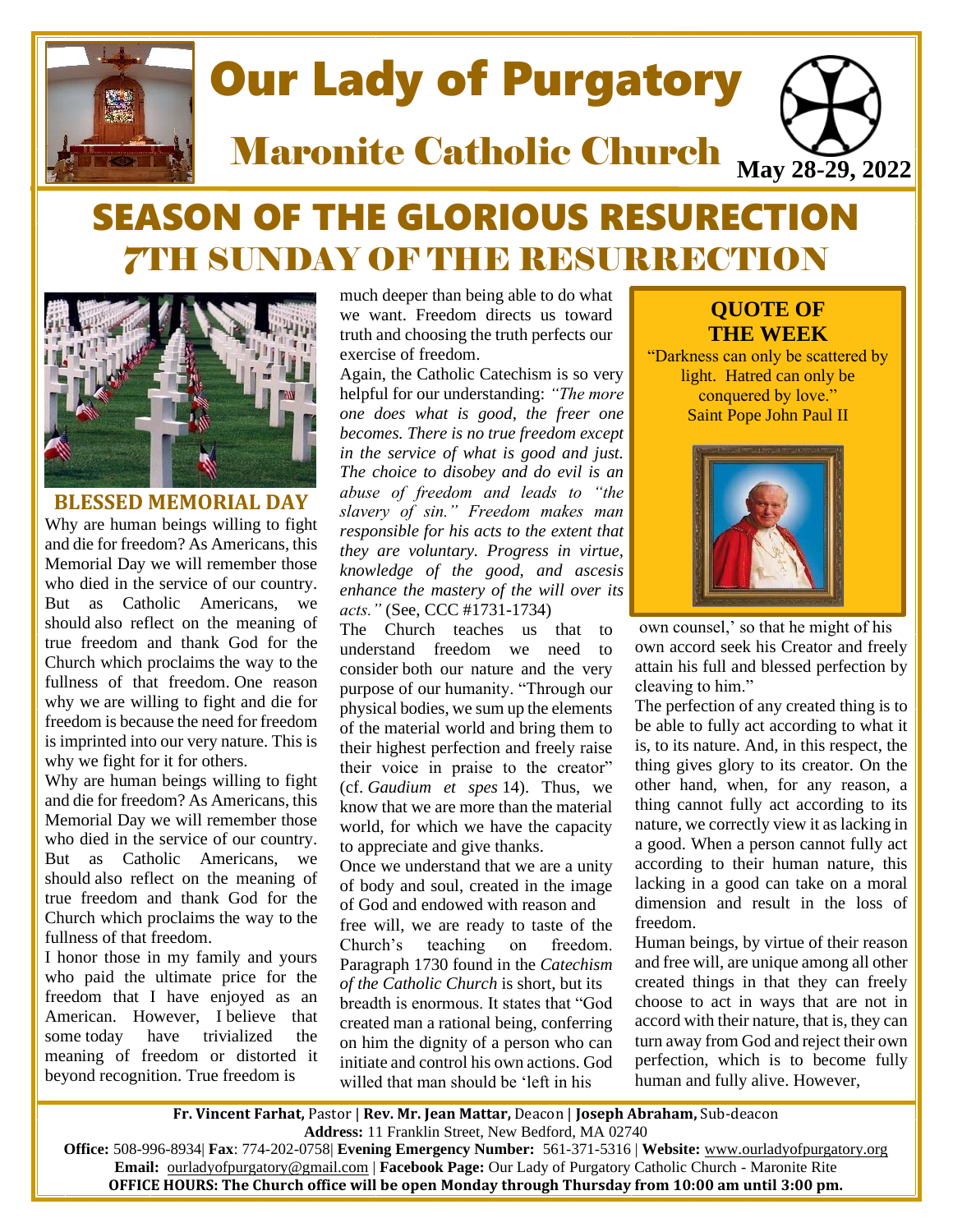# Our Lady of Purgatory

## Maronite Catholic Church

**May 28-29, 2022**

# SEASON OF THE GLORIOUS RESURECTION

## 7TH SUNDAY OF THE RESURRECTION

### BLESSED MEMORIAL DAY

Why are human beings willing to fight and die for freedom? As Americans, this Memorial Day we will remember those who died in the service of our country. But as Catholic Americans, we should also reflect on the meaning of true freedom and thank God for the Church which proclaims the way to the fullness of that freedom. One reason why we are willing to fight and die for freedom is because the need for freedom is imprinted into our very nature. This is why we fight for it for others.

Why are human beings willing to fight and die for freedom? As Americans, this Memorial Day we will remember those who died in the service of our country. But as Catholic Americans, we should also reflect on the meaning of true freedom and thank God for the Church which proclaims the way to the fullness of that freedom.

I honor those in my family and yours who paid the ultimate price for the freedom that I have enjoyed as an American. However, I believe that some today have trivialized the meaning of freedom or distorted it beyond recognition. True freedom is much deeper than being able to do what we want. Freedom directs us toward truth and choosing the truth perfects our exercise of freedom.

Again, the Catholic Catechism is so very helpful for our understanding: *"The more one does what is good, the freer one becomes. There is no true freedom except in the service of what is good and just. The choice to disobey and do evil is an abuse of freedom and leads to "the slavery of sin." Freedom makes man responsible for his acts to the extent that they are voluntary. Progress in virtue, knowledge of the good, and ascesis enhance the mastery of the will over its acts."* (See, CCC #1731-1734)

The Church teaches us that to understand freedom we need to consider both our nature and the very purpose of our humanity. "Through our physical bodies, we sum up the elements of the material world and bring them to their highest perfection and freely raise their voice in praise to the creator" (cf. *Gaudium et spes* 14). Thus, we know that we are more than the material world, for which we have the capacity to appreciate and give thanks.

Once we understand that we are a unity of body and soul, created in the image of God and endowed with reason and free will, we are ready to taste of the Church's teaching on freedom. Paragraph 1730 found in the *Catechism of the Catholic Church* is short, but its breadth is enormous. It states that "God created man a rational being, conferring on him the dignity of a person who can initiate and control his own actions. God willed that man should be 'left in his own counsel,' so that he might of his own accord seek his Creator and freely attain his full and blessed perfection by cleaving to him."

The perfection of any created thing is to be able to fully act according to what it is, to its nature. And, in this respect, the thing gives glory to its creator. On the other hand, when, for any reason, a thing cannot fully act according to its nature, we correctly view it as lacking in a good. When a person cannot fully act according to their human nature, this lacking in a good can take on a moral dimension and result in the loss of freedom.

Human beings, by virtue of their reason and free will, are unique among all other created things in that they can freely choose to act in ways that are not in accord with their nature, that is, they can turn away from God and reject their own perfection, which is to become fully human and fully alive. However,

### QUOTE OF THE WEEK

"Darkness can only be scattered by light. Hatred can only be conquered by love."
Saint Pope John Paul II

---

**Fr. Vincent Farhat,** Pastor | **Rev. Mr. Jean Mattar,** Deacon | **Joseph Abraham,** Sub-deacon
**Address:** 11 Franklin Street, New Bedford, MA 02740
**Office:** 508-996-8934| **Fax**: 774-202-0758| **Evening Emergency Number:** 561-371-5316 | **Website:** www.ourladyofpurgatory.org
**Email:** ourladyofpurgatory@gmail.com | **Facebook Page:** Our Lady of Purgatory Catholic Church - Maronite Rite
**OFFICE HOURS: The Church office will be open Monday through Thursday from 10:00 am until 3:00 pm.**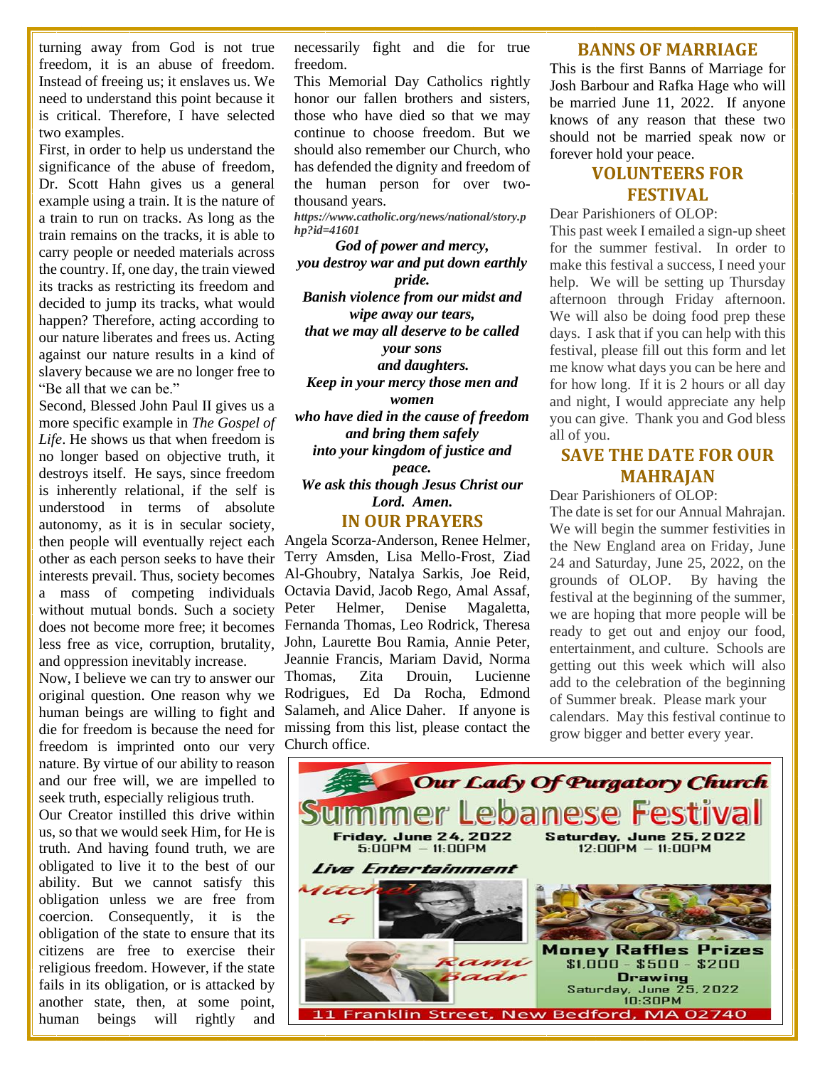turning away from God is not true freedom, it is an abuse of freedom. Instead of freeing us; it enslaves us. We need to understand this point because it is critical. Therefore, I have selected two examples.

First, in order to help us understand the significance of the abuse of freedom, Dr. Scott Hahn gives us a general example using a train. It is the nature of a train to run on tracks. As long as the train remains on the tracks, it is able to carry people or needed materials across the country. If, one day, the train viewed its tracks as restricting its freedom and decided to jump its tracks, what would happen? Therefore, acting according to our nature liberates and frees us. Acting against our nature results in a kind of slavery because we are no longer free to "Be all that we can be."

Second, Blessed John Paul II gives us a more specific example in *The Gospel of Life*. He shows us that when freedom is no longer based on objective truth, it destroys itself. He says, since freedom is inherently relational, if the self is understood in terms of absolute autonomy, as it is in secular society, then people will eventually reject each other as each person seeks to have their interests prevail. Thus, society becomes a mass of competing individuals without mutual bonds. Such a society does not become more free; it becomes less free as vice, corruption, brutality, and oppression inevitably increase.

Now, I believe we can try to answer our original question. One reason why we human beings are willing to fight and die for freedom is because the need for freedom is imprinted onto our very nature. By virtue of our ability to reason and our free will, we are impelled to seek truth, especially religious truth.

Our Creator instilled this drive within us, so that we would seek Him, for He is truth. And having found truth, we are obligated to live it to the best of our ability. But we cannot satisfy this obligation unless we are free from coercion. Consequently, it is the obligation of the state to ensure that its citizens are free to exercise their religious freedom. However, if the state fails in its obligation, or is attacked by another state, then, at some point, human beings will rightly and necessarily fight and die for true freedom.

This Memorial Day Catholics rightly honor our fallen brothers and sisters, those who have died so that we may continue to choose freedom. But we should also remember our Church, who has defended the dignity and freedom of the human person for over two-thousand years.

***https://www.catholic.org/news/national/story.php?id=41601***

***God of power and mercy,***
***you destroy war and put down earthly pride.***
***Banish violence from our midst and wipe away our tears,***
***that we may all deserve to be called your sons***
***and daughters.***
***Keep in your mercy those men and women***
***who have died in the cause of freedom and bring them safely***
***into your kingdom of justice and peace.***
***We ask this though Jesus Christ our Lord. Amen.***

## IN OUR PRAYERS

Angela Scorza-Anderson, Renee Helmer, Terry Amsden, Lisa Mello-Frost, Ziad Al-Ghoubry, Natalya Sarkis, Joe Reid, Octavia David, Jacob Rego, Amal Assaf, Peter Helmer, Denise Magaletta, Fernanda Thomas, Leo Rodrick, Theresa John, Laurette Bou Ramia, Annie Peter, Jeannie Francis, Mariam David, Norma Thomas, Zita Drouin, Lucienne Rodrigues, Ed Da Rocha, Edmond Salameh, and Alice Daher. If anyone is missing from this list, please contact the Church office.

## BANNS OF MARRIAGE

This is the first Banns of Marriage for Josh Barbour and Rafka Hage who will be married June 11, 2022. If anyone knows of any reason that these two should not be married speak now or forever hold your peace.

## VOLUNTEERS FOR FESTIVAL

Dear Parishioners of OLOP:

This past week I emailed a sign-up sheet for the summer festival. In order to make this festival a success, I need your help. We will be setting up Thursday afternoon through Friday afternoon. We will also be doing food prep these days. I ask that if you can help with this festival, please fill out this form and let me know what days you can be here and for how long. If it is 2 hours or all day and night, I would appreciate any help you can give. Thank you and God bless all of you.

## SAVE THE DATE FOR OUR MAHRAJAN

Dear Parishioners of OLOP:

The date is set for our Annual Mahrajan. We will begin the summer festivities in the New England area on Friday, June 24 and Saturday, June 25, 2022, on the grounds of OLOP. By having the festival at the beginning of the summer, we are hoping that more people will be ready to get out and enjoy our food, entertainment, and culture. Schools are getting out this week which will also add to the celebration of the beginning of Summer break. Please mark your calendars. May this festival continue to grow bigger and better every year.

**Our Lady Of Purgatory Church**

**Summer Lebanese Festival**

**Friday, June 24, 2022** 5:00PM – 11:00PM

**Saturday, June 25, 2022** 12:00PM – 11:00PM

***Live Entertainment***

Mitchel & Rami Badr

**Money Raffles Prizes**
$1,000 - $500 - $200
**Drawing**
Saturday, June 25, 2022
10:30PM

11 Franklin Street, New Bedford, MA 02740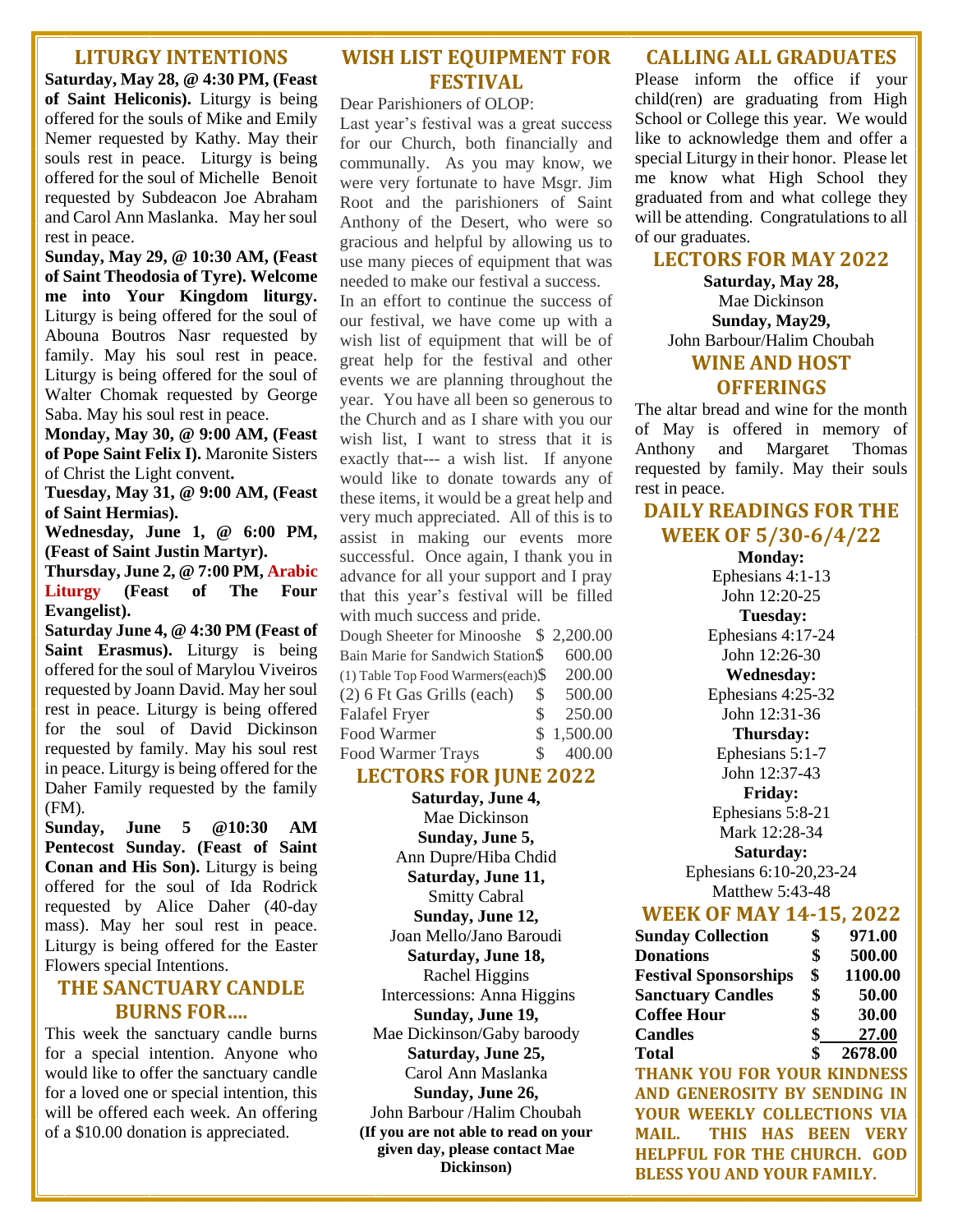## LITURGY INTENTIONS

**Saturday, May 28, @ 4:30 PM, (Feast of Saint Heliconis).** Liturgy is being offered for the souls of Mike and Emily Nemer requested by Kathy. May their souls rest in peace. Liturgy is being offered for the soul of Michelle Benoit requested by Subdeacon Joe Abraham and Carol Ann Maslanka. May her soul rest in peace.

**Sunday, May 29, @ 10:30 AM, (Feast of Saint Theodosia of Tyre). Welcome me into Your Kingdom liturgy.** Liturgy is being offered for the soul of Abouna Boutros Nasr requested by family. May his soul rest in peace. Liturgy is being offered for the soul of Walter Chomak requested by George Saba. May his soul rest in peace.

**Monday, May 30, @ 9:00 AM, (Feast of Pope Saint Felix I).** Maronite Sisters of Christ the Light convent**.**

**Tuesday, May 31, @ 9:00 AM, (Feast of Saint Hermias).**

**Wednesday, June 1, @ 6:00 PM, (Feast of Saint Justin Martyr).**

**Thursday, June 2, @ 7:00 PM, Arabic Liturgy (Feast of The Four Evangelist).**

**Saturday June 4, @ 4:30 PM (Feast of Saint Erasmus).** Liturgy is being offered for the soul of Marylou Viveiros requested by Joann David. May her soul rest in peace. Liturgy is being offered for the soul of David Dickinson requested by family. May his soul rest in peace. Liturgy is being offered for the Daher Family requested by the family (FM).

**Sunday, June 5 @10:30 AM Pentecost Sunday. (Feast of Saint Conan and His Son).** Liturgy is being offered for the soul of Ida Rodrick requested by Alice Daher (40-day mass). May her soul rest in peace. Liturgy is being offered for the Easter Flowers special Intentions.

## THE SANCTUARY CANDLE BURNS FOR….

This week the sanctuary candle burns for a special intention. Anyone who would like to offer the sanctuary candle for a loved one or special intention, this will be offered each week. An offering of a $10.00 donation is appreciated.

## WISH LIST EQUIPMENT FOR FESTIVAL

Dear Parishioners of OLOP:

Last year's festival was a great success for our Church, both financially and communally. As you may know, we were very fortunate to have Msgr. Jim Root and the parishioners of Saint Anthony of the Desert, who were so gracious and helpful by allowing us to use many pieces of equipment that was needed to make our festival a success.

In an effort to continue the success of our festival, we have come up with a wish list of equipment that will be of great help for the festival and other events we are planning throughout the year. You have all been so generous to the Church and as I share with you our wish list, I want to stress that it is exactly that--- a wish list. If anyone would like to donate towards any of these items, it would be a great help and very much appreciated. All of this is to assist in making our events more successful. Once again, I thank you in advance for all your support and I pray that this year's festival will be filled with much success and pride.

| Item | Cost |
|---|---|
| Dough Sheeter for Minooshe | $ 2,200.00 |
| Bain Marie for Sandwich Station | $ 600.00 |
| (1) Table Top Food Warmers(each) | $ 200.00 |
| (2) 6 Ft Gas Grills (each) | $ 500.00 |
| Falafel Fryer | $ 250.00 |
| Food Warmer | $ 1,500.00 |
| Food Warmer Trays | $ 400.00 |

## LECTORS FOR JUNE 2022

**Saturday, June 4,**
Mae Dickinson
**Sunday, June 5,**
Ann Dupre/Hiba Chdid
**Saturday, June 11,**
Smitty Cabral
**Sunday, June 12,**
Joan Mello/Jano Baroudi
**Saturday, June 18,**
Rachel Higgins
Intercessions: Anna Higgins
**Sunday, June 19,**
Mae Dickinson/Gaby baroody
**Saturday, June 25,**
Carol Ann Maslanka
**Sunday, June 26,**
John Barbour /Halim Choubah
**(If you are not able to read on your given day, please contact Mae Dickinson)**

## CALLING ALL GRADUATES

Please inform the office if your child(ren) are graduating from High School or College this year. We would like to acknowledge them and offer a special Liturgy in their honor. Please let me know what High School they graduated from and what college they will be attending. Congratulations to all of our graduates.

## LECTORS FOR MAY 2022

**Saturday, May 28,**
Mae Dickinson
**Sunday, May29,**
John Barbour/Halim Choubah

## WINE AND HOST OFFERINGS

The altar bread and wine for the month of May is offered in memory of Anthony and Margaret Thomas requested by family. May their souls rest in peace.

## DAILY READINGS FOR THE WEEK OF 5/30-6/4/22

**Monday:**
Ephesians 4:1-13
John 12:20-25
**Tuesday:**
Ephesians 4:17-24
John 12:26-30
**Wednesday:**
Ephesians 4:25-32
John 12:31-36
**Thursday:**
Ephesians 5:1-7
John 12:37-43
**Friday:**
Ephesians 5:8-21
Mark 12:28-34
**Saturday:**
Ephesians 6:10-20,23-24
Matthew 5:43-48

## WEEK OF MAY 14-15, 2022

| | |
|---|---|
| **Sunday Collection** | **$ 971.00** |
| **Donations** | **$ 500.00** |
| **Festival Sponsorships** | **$ 1100.00** |
| **Sanctuary Candles** | **$ 50.00** |
| **Coffee Hour** | **$ 30.00** |
| **Candles** | **$ 27.00** |
| **Total** | **$ 2678.00** |

**THANK YOU FOR YOUR KINDNESS AND GENEROSITY BY SENDING IN YOUR WEEKLY COLLECTIONS VIA MAIL. THIS HAS BEEN VERY HELPFUL FOR THE CHURCH. GOD BLESS YOU AND YOUR FAMILY.**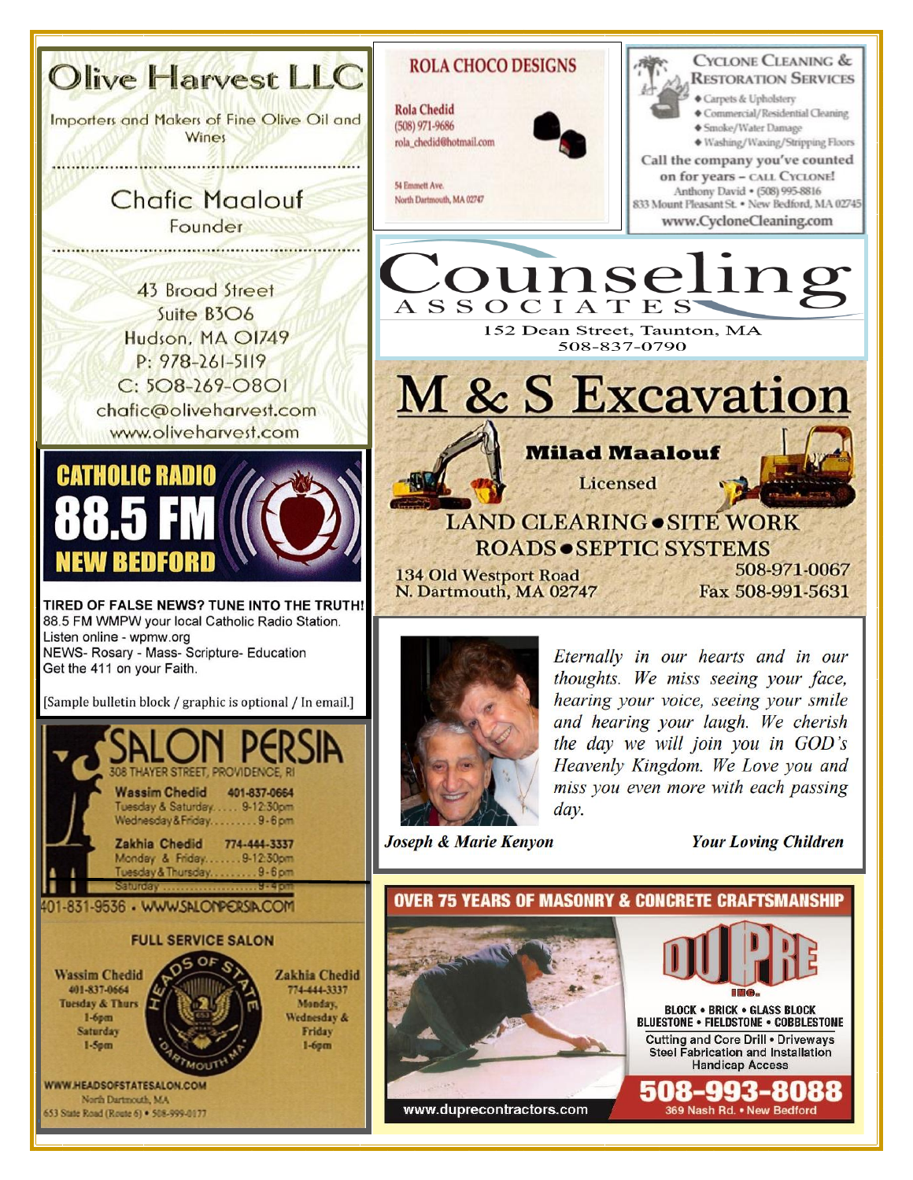## Olive Harvest LLC

Importers and Makers of Fine Olive Oil and Wines

Chafic Maalouf
Founder

43 Broad Street
Suite B306
Hudson, MA 01749
P: 978-261-5119
C: 508-269-0801
chafic@oliveharvest.com
www.oliveharvest.com

## CATHOLIC RADIO 88.5 FM NEW BEDFORD

**TIRED OF FALSE NEWS? TUNE INTO THE TRUTH!**
88.5 FM WMPW your local Catholic Radio Station.
Listen online - wpmw.org
NEWS- Rosary - Mass- Scripture- Education
Get the 411 on your Faith.

[Sample bulletin block / graphic is optional / In email.]

## SALON PERSIA

308 THAYER STREET, PROVIDENCE, RI

**Wassim Chedid** 401-837-0664
Tuesday & Saturday..... 9-12:30pm
Wednesday & Friday.......... 9-6pm

**Zakhia Chedid** 774-444-3337
Monday & Friday....... 9-12:30pm
Tuesday & Thursday.......... 9-6pm
Saturday .......................... 9-4pm

401-831-9536 • WWW.SALONPERSIA.COM

**FULL SERVICE SALON**

HEADS OF STATE — DARTMOUTH MA

**Wassim Chedid**
401-837-0664
Tuesday & Thurs
1-6pm
Saturday
1-5pm

**Zakhia Chedid**
774-444-3337
Monday, Wednesday & Friday
1-6pm

WWW.HEADSOFSTATESALON.COM
North Dartmouth, MA
653 State Road (Route 6) • 508-999-0177

## ROLA CHOCO DESIGNS

Rola Chedid
(508) 971-9686
rola_chedid@hotmail.com

54 Emmett Ave.
North Dartmouth, MA 02747

## Cyclone Cleaning & Restoration Services

- Carpets & Upholstery
- Commercial/Residential Cleaning
- Smoke/Water Damage
- Washing/Waxing/Stripping Floors

Call the company you've counted on for years – CALL CYCLONE!
Anthony David • (508) 995-8816
833 Mount Pleasant St. • New Bedford, MA 02745
www.CycloneCleaning.com

## Counseling ASSOCIATES

152 Dean Street, Taunton, MA
508-837-0790

## M & S Excavation

**Milad Maalouf**
Licensed

LAND CLEARING • SITE WORK
ROADS • SEPTIC SYSTEMS

134 Old Westport Road
N. Dartmouth, MA 02747
508-971-0067
Fax 508-991-5631

*Eternally in our hearts and in our thoughts. We miss seeing your face, hearing your voice, seeing your smile and hearing your laugh. We cherish the day we will join you in GOD's Heavenly Kingdom. We Love you and miss you even more with each passing day.*

***Joseph & Marie Kenyon*** — ***Your Loving Children***

## OVER 75 YEARS OF MASONRY & CONCRETE CRAFTSMANSHIP

DUPRE INC.

BLOCK • BRICK • GLASS BLOCK
BLUESTONE • FIELDSTONE • COBBLESTONE
Cutting and Core Drill • Driveways
Steel Fabrication and Installation
Handicap Access

508-993-8088
369 Nash Rd. • New Bedford

www.duprecontractors.com